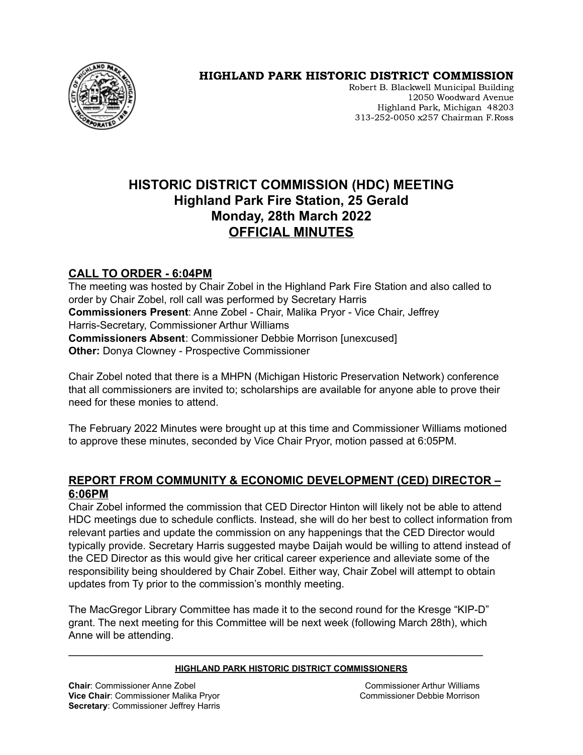**HIGHLAND PARK HISTORIC DISTRICT COMMISSION**
Robert B. Blackwell Municipal Building
12050 Woodward Avenue
Highland Park, Michigan 48203
313-252-0050 x257 Chairman F.Ross

# HISTORIC DISTRICT COMMISSION (HDC) MEETING
# Highland Park Fire Station, 25 Gerald
# Monday, 28th March 2022
# OFFICIAL MINUTES

## CALL TO ORDER - 6:04PM

The meeting was hosted by Chair Zobel in the Highland Park Fire Station and also called to order by Chair Zobel, roll call was performed by Secretary Harris

**Commissioners Present**: Anne Zobel - Chair, Malika Pryor - Vice Chair, Jeffrey Harris-Secretary, Commissioner Arthur Williams

**Commissioners Absent**: Commissioner Debbie Morrison [unexcused]

**Other:** Donya Clowney - Prospective Commissioner

Chair Zobel noted that there is a MHPN (Michigan Historic Preservation Network) conference that all commissioners are invited to; scholarships are available for anyone able to prove their need for these monies to attend.

The February 2022 Minutes were brought up at this time and Commissioner Williams motioned to approve these minutes, seconded by Vice Chair Pryor, motion passed at 6:05PM.

## REPORT FROM COMMUNITY & ECONOMIC DEVELOPMENT (CED) DIRECTOR – 6:06PM

Chair Zobel informed the commission that CED Director Hinton will likely not be able to attend HDC meetings due to schedule conflicts. Instead, she will do her best to collect information from relevant parties and update the commission on any happenings that the CED Director would typically provide. Secretary Harris suggested maybe Daijah would be willing to attend instead of the CED Director as this would give her critical career experience and alleviate some of the responsibility being shouldered by Chair Zobel. Either way, Chair Zobel will attempt to obtain updates from Ty prior to the commission's monthly meeting.

The MacGregor Library Committee has made it to the second round for the Kresge "KIP-D" grant. The next meeting for this Committee will be next week (following March 28th), which Anne will be attending.

---

**HIGHLAND PARK HISTORIC DISTRICT COMMISSIONERS**

**Chair**: Commissioner Anne Zobel
**Vice Chair**: Commissioner Malika Pryor
**Secretary**: Commissioner Jeffrey Harris
Commissioner Arthur Williams
Commissioner Debbie Morrison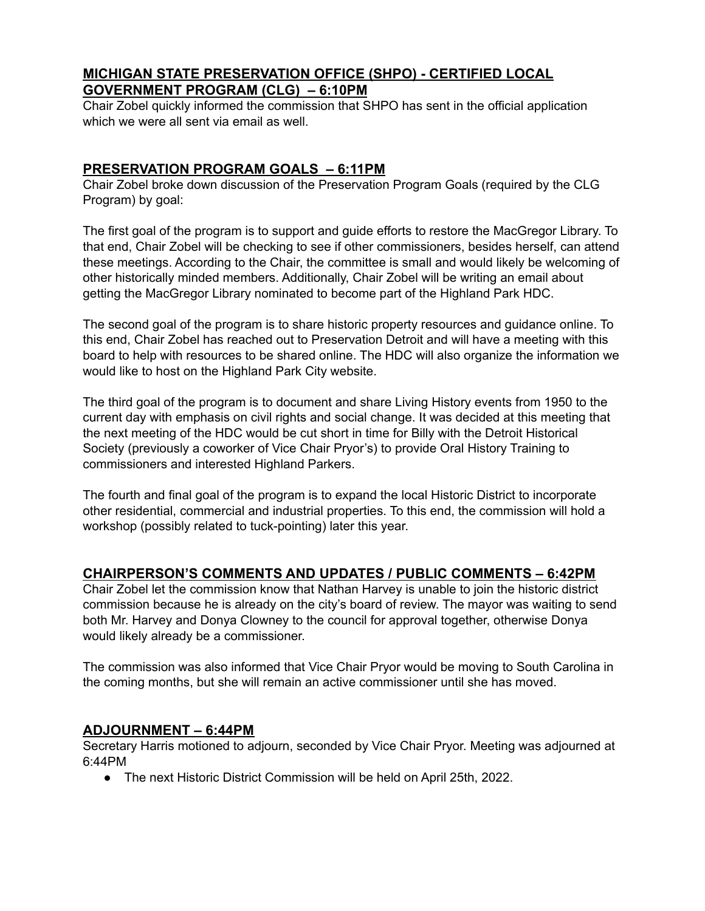## **MICHIGAN STATE PRESERVATION OFFICE (SHPO) - CERTIFIED LOCAL GOVERNMENT PROGRAM (CLG) – 6:10PM**

Chair Zobel quickly informed the commission that SHPO has sent in the official application which we were all sent via email as well.

## **PRESERVATION PROGRAM GOALS – 6:11PM**

Chair Zobel broke down discussion of the Preservation Program Goals (required by the CLG Program) by goal:

The first goal of the program is to support and guide efforts to restore the MacGregor Library. To that end, Chair Zobel will be checking to see if other commissioners, besides herself, can attend these meetings. According to the Chair, the committee is small and would likely be welcoming of other historically minded members. Additionally, Chair Zobel will be writing an email about getting the MacGregor Library nominated to become part of the Highland Park HDC.

The second goal of the program is to share historic property resources and guidance online. To this end, Chair Zobel has reached out to Preservation Detroit and will have a meeting with this board to help with resources to be shared online. The HDC will also organize the information we would like to host on the Highland Park City website.

The third goal of the program is to document and share Living History events from 1950 to the current day with emphasis on civil rights and social change. It was decided at this meeting that the next meeting of the HDC would be cut short in time for Billy with the Detroit Historical Society (previously a coworker of Vice Chair Pryor's) to provide Oral History Training to commissioners and interested Highland Parkers.

The fourth and final goal of the program is to expand the local Historic District to incorporate other residential, commercial and industrial properties. To this end, the commission will hold a workshop (possibly related to tuck-pointing) later this year.

## **CHAIRPERSON'S COMMENTS AND UPDATES / PUBLIC COMMENTS – 6:42PM**

Chair Zobel let the commission know that Nathan Harvey is unable to join the historic district commission because he is already on the city's board of review. The mayor was waiting to send both Mr. Harvey and Donya Clowney to the council for approval together, otherwise Donya would likely already be a commissioner.

The commission was also informed that Vice Chair Pryor would be moving to South Carolina in the coming months, but she will remain an active commissioner until she has moved.

## **ADJOURNMENT – 6:44PM**

Secretary Harris motioned to adjourn, seconded by Vice Chair Pryor. Meeting was adjourned at 6:44PM

- The next Historic District Commission will be held on April 25th, 2022.